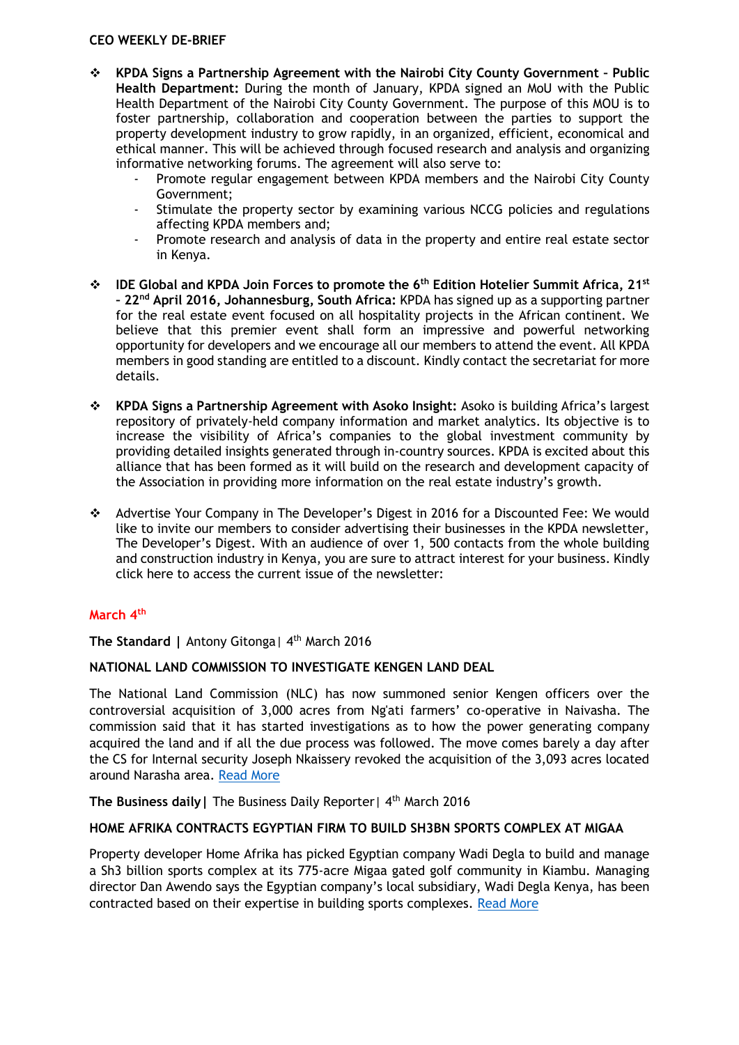**CEO WEEKLY DE-BRIEF**

- **KPDA Signs a Partnership Agreement with the Nairobi City County Government - Public Health Department:** During the month of January, KPDA signed an MoU with the Public Health Department of the Nairobi City County Government. The purpose of this MOU is to foster partnership, collaboration and cooperation between the parties to support the property development industry to grow rapidly, in an organized, efficient, economical and ethical manner. This will be achieved through focused research and analysis and organizing informative networking forums. The agreement will also serve to:
  - Promote regular engagement between KPDA members and the Nairobi City County Government;
  - Stimulate the property sector by examining various NCCG policies and regulations affecting KPDA members and;
  - Promote research and analysis of data in the property and entire real estate sector in Kenya.

- **IDE Global and KPDA Join Forces to promote the 6th Edition Hotelier Summit Africa, 21st - 22nd April 2016, Johannesburg, South Africa:** KPDA has signed up as a supporting partner for the real estate event focused on all hospitality projects in the African continent. We believe that this premier event shall form an impressive and powerful networking opportunity for developers and we encourage all our members to attend the event. All KPDA members in good standing are entitled to a discount. Kindly contact the secretariat for more details.

- **KPDA Signs a Partnership Agreement with Asoko Insight:** Asoko is building Africa's largest repository of privately-held company information and market analytics. Its objective is to increase the visibility of Africa's companies to the global investment community by providing detailed insights generated through in-country sources. KPDA is excited about this alliance that has been formed as it will build on the research and development capacity of the Association in providing more information on the real estate industry's growth.

- Advertise Your Company in The Developer's Digest in 2016 for a Discounted Fee: We would like to invite our members to consider advertising their businesses in the KPDA newsletter, The Developer's Digest. With an audience of over 1, 500 contacts from the whole building and construction industry in Kenya, you are sure to attract interest for your business. Kindly click here to access the current issue of the newsletter:

## March 4th

**The Standard |** Antony Gitonga | 4th March 2016

### NATIONAL LAND COMMISSION TO INVESTIGATE KENGEN LAND DEAL

The National Land Commission (NLC) has now summoned senior Kengen officers over the controversial acquisition of 3,000 acres from Ng'ati farmers' co-operative in Naivasha. The commission said that it has started investigations as to how the power generating company acquired the land and if all the due process was followed. The move comes barely a day after the CS for Internal security Joseph Nkaissery revoked the acquisition of the 3,093 acres located around Narasha area. Read More

**The Business daily |** The Business Daily Reporter | 4th March 2016

### HOME AFRIKA CONTRACTS EGYPTIAN FIRM TO BUILD SH3BN SPORTS COMPLEX AT MIGAA

Property developer Home Afrika has picked Egyptian company Wadi Degla to build and manage a Sh3 billion sports complex at its 775-acre Migaa gated golf community in Kiambu. Managing director Dan Awendo says the Egyptian company's local subsidiary, Wadi Degla Kenya, has been contracted based on their expertise in building sports complexes. Read More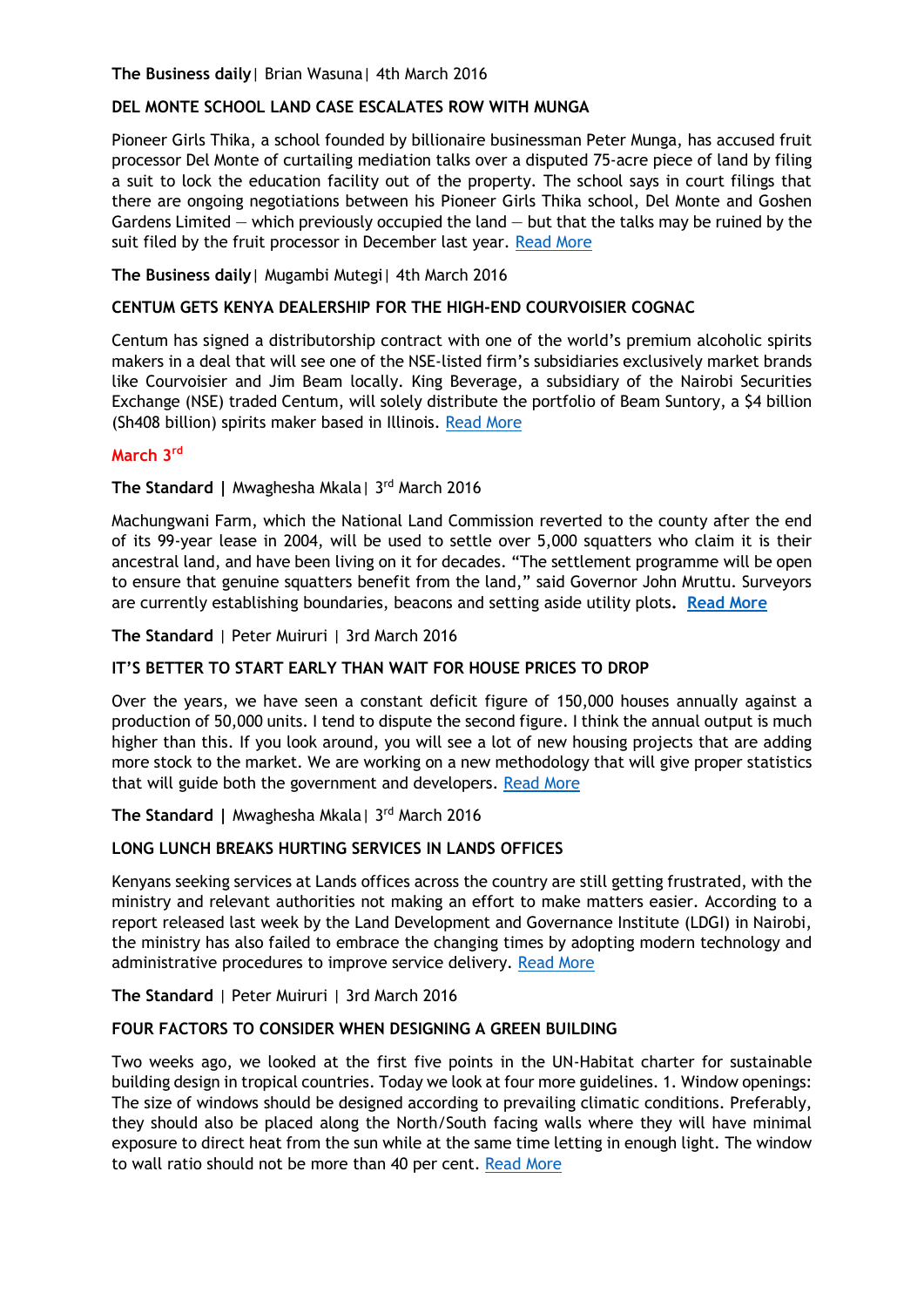**The Business daily**| Brian Wasuna| 4th March 2016

**DEL MONTE SCHOOL LAND CASE ESCALATES ROW WITH MUNGA**

Pioneer Girls Thika, a school founded by billionaire businessman Peter Munga, has accused fruit processor Del Monte of curtailing mediation talks over a disputed 75-acre piece of land by filing a suit to lock the education facility out of the property. The school says in court filings that there are ongoing negotiations between his Pioneer Girls Thika school, Del Monte and Goshen Gardens Limited — which previously occupied the land — but that the talks may be ruined by the suit filed by the fruit processor in December last year. Read More

**The Business daily**| Mugambi Mutegi| 4th March 2016

**CENTUM GETS KENYA DEALERSHIP FOR THE HIGH-END COURVOISIER COGNAC**

Centum has signed a distributorship contract with one of the world's premium alcoholic spirits makers in a deal that will see one of the NSE-listed firm's subsidiaries exclusively market brands like Courvoisier and Jim Beam locally. King Beverage, a subsidiary of the Nairobi Securities Exchange (NSE) traded Centum, will solely distribute the portfolio of Beam Suntory, a $4 billion (Sh408 billion) spirits maker based in Illinois. Read More

## March 3rd

**The Standard |** Mwaghesha Mkala| 3rd March 2016

Machungwani Farm, which the National Land Commission reverted to the county after the end of its 99-year lease in 2004, will be used to settle over 5,000 squatters who claim it is their ancestral land, and have been living on it for decades. "The settlement programme will be open to ensure that genuine squatters benefit from the land," said Governor John Mruttu. Surveyors are currently establishing boundaries, beacons and setting aside utility plots. **Read More**

**The Standard** | Peter Muiruri | 3rd March 2016

**IT'S BETTER TO START EARLY THAN WAIT FOR HOUSE PRICES TO DROP**

Over the years, we have seen a constant deficit figure of 150,000 houses annually against a production of 50,000 units. I tend to dispute the second figure. I think the annual output is much higher than this. If you look around, you will see a lot of new housing projects that are adding more stock to the market. We are working on a new methodology that will give proper statistics that will guide both the government and developers. Read More

**The Standard |** Mwaghesha Mkala| 3rd March 2016

**LONG LUNCH BREAKS HURTING SERVICES IN LANDS OFFICES**

Kenyans seeking services at Lands offices across the country are still getting frustrated, with the ministry and relevant authorities not making an effort to make matters easier. According to a report released last week by the Land Development and Governance Institute (LDGI) in Nairobi, the ministry has also failed to embrace the changing times by adopting modern technology and administrative procedures to improve service delivery. Read More

**The Standard** | Peter Muiruri | 3rd March 2016

**FOUR FACTORS TO CONSIDER WHEN DESIGNING A GREEN BUILDING**

Two weeks ago, we looked at the first five points in the UN-Habitat charter for sustainable building design in tropical countries. Today we look at four more guidelines. 1. Window openings: The size of windows should be designed according to prevailing climatic conditions. Preferably, they should also be placed along the North/South facing walls where they will have minimal exposure to direct heat from the sun while at the same time letting in enough light. The window to wall ratio should not be more than 40 per cent. Read More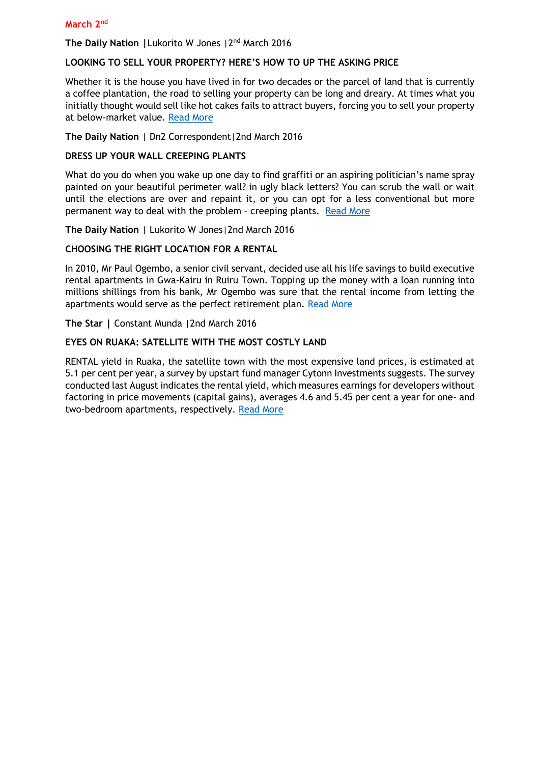## March 2nd

**The Daily Nation |**Lukorito W Jones |2nd March 2016

**LOOKING TO SELL YOUR PROPERTY? HERE'S HOW TO UP THE ASKING PRICE**

Whether it is the house you have lived in for two decades or the parcel of land that is currently a coffee plantation, the road to selling your property can be long and dreary. At times what you initially thought would sell like hot cakes fails to attract buyers, forcing you to sell your property at below-market value. Read More

**The Daily Nation** | Dn2 Correspondent|2nd March 2016

**DRESS UP YOUR WALL CREEPING PLANTS**

What do you do when you wake up one day to find graffiti or an aspiring politician's name spray painted on your beautiful perimeter wall? in ugly black letters? You can scrub the wall or wait until the elections are over and repaint it, or you can opt for a less conventional but more permanent way to deal with the problem – creeping plants. Read More

**The Daily Nation** | Lukorito W Jones|2nd March 2016

**CHOOSING THE RIGHT LOCATION FOR A RENTAL**

In 2010, Mr Paul Ogembo, a senior civil servant, decided use all his life savings to build executive rental apartments in Gwa-Kairu in Ruiru Town. Topping up the money with a loan running into millions shillings from his bank, Mr Ogembo was sure that the rental income from letting the apartments would serve as the perfect retirement plan. Read More

**The Star |** Constant Munda |2nd March 2016

**EYES ON RUAKA: SATELLITE WITH THE MOST COSTLY LAND**

RENTAL yield in Ruaka, the satellite town with the most expensive land prices, is estimated at 5.1 per cent per year, a survey by upstart fund manager Cytonn Investments suggests. The survey conducted last August indicates the rental yield, which measures earnings for developers without factoring in price movements (capital gains), averages 4.6 and 5.45 per cent a year for one- and two-bedroom apartments, respectively. Read More